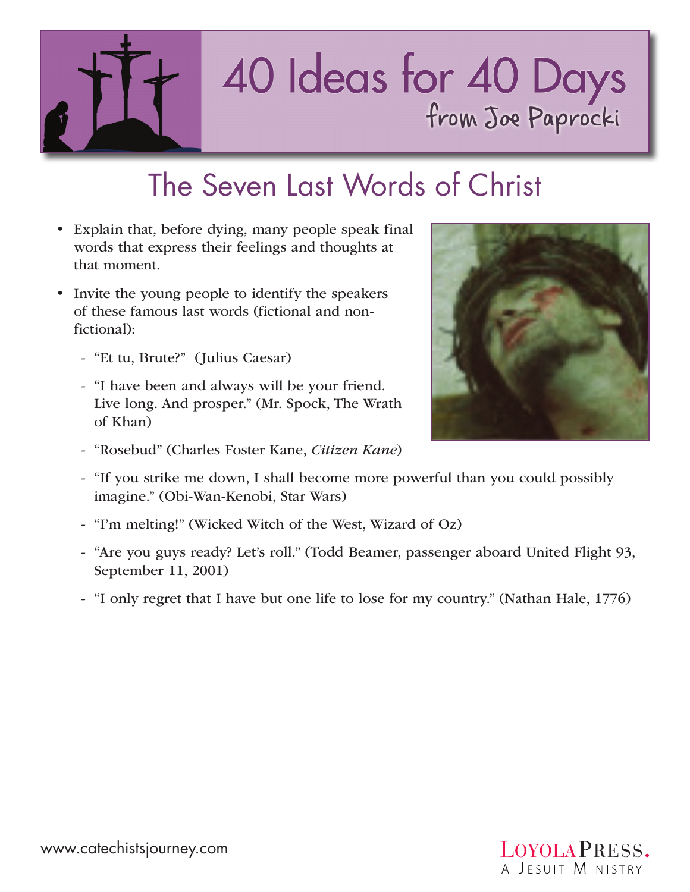# 40 Ideas for 40 Days

from Joe Paprocki

## The Seven Last Words of Christ

- Explain that, before dying, many people speak final words that express their feelings and thoughts at that moment.
- Invite the young people to identify the speakers of these famous last words (fictional and non-fictional):
  - "Et tu, Brute?" (Julius Caesar)
  - "I have been and always will be your friend. Live long. And prosper." (Mr. Spock, The Wrath of Khan)
  - "Rosebud" (Charles Foster Kane, *Citizen Kane*)
  - "If you strike me down, I shall become more powerful than you could possibly imagine." (Obi-Wan-Kenobi, Star Wars)
  - "I'm melting!" (Wicked Witch of the West, Wizard of Oz)
  - "Are you guys ready? Let's roll." (Todd Beamer, passenger aboard United Flight 93, September 11, 2001)
  - "I only regret that I have but one life to lose for my country." (Nathan Hale, 1776)

www.catechistsjourney.com

LOYOLA PRESS. A JESUIT MINISTRY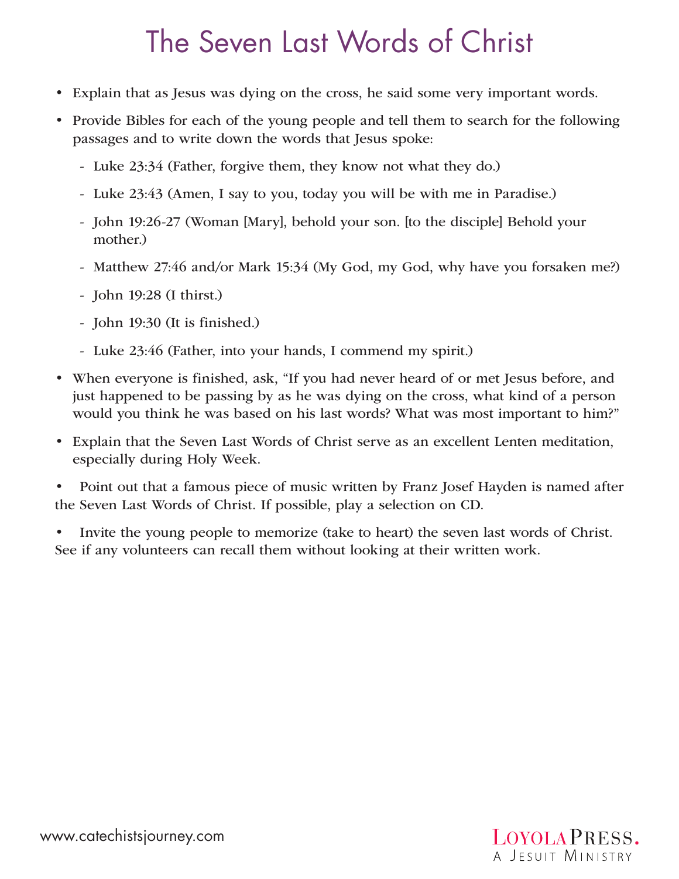# The Seven Last Words of Christ

- Explain that as Jesus was dying on the cross, he said some very important words.
- Provide Bibles for each of the young people and tell them to search for the following passages and to write down the words that Jesus spoke:
  - Luke 23:34 (Father, forgive them, they know not what they do.)
  - Luke 23:43 (Amen, I say to you, today you will be with me in Paradise.)
  - John 19:26-27 (Woman [Mary], behold your son. [to the disciple] Behold your mother.)
  - Matthew 27:46 and/or Mark 15:34 (My God, my God, why have you forsaken me?)
  - John 19:28 (I thirst.)
  - John 19:30 (It is finished.)
  - Luke 23:46 (Father, into your hands, I commend my spirit.)
- When everyone is finished, ask, “If you had never heard of or met Jesus before, and just happened to be passing by as he was dying on the cross, what kind of a person would you think he was based on his last words? What was most important to him?”
- Explain that the Seven Last Words of Christ serve as an excellent Lenten meditation, especially during Holy Week.
- Point out that a famous piece of music written by Franz Josef Hayden is named after the Seven Last Words of Christ. If possible, play a selection on CD.
- Invite the young people to memorize (take to heart) the seven last words of Christ. See if any volunteers can recall them without looking at their written work.

www.catechistsjourney.com

Loyola Press. A Jesuit Ministry